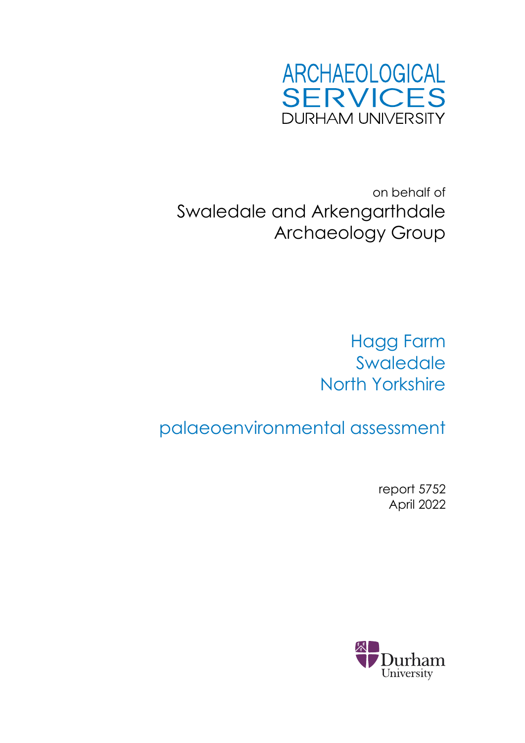ARCHAEOLOGICAL SERVICES
DURHAM UNIVERSITY

on behalf of

Swaledale and Arkengarthdale Archaeology Group

# Hagg Farm
# Swaledale
# North Yorkshire

## palaeoenvironmental assessment

report 5752
April 2022

Durham University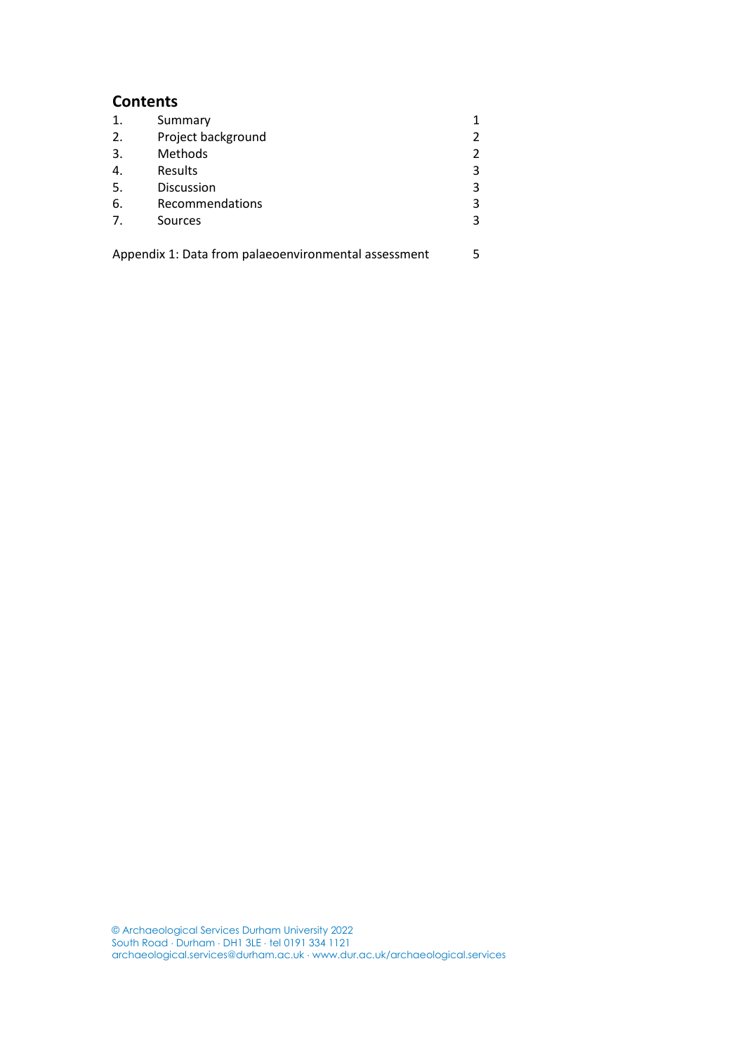## Contents

| | | |
|---|---|---|
| 1. | Summary | 1 |
| 2. | Project background | 2 |
| 3. | Methods | 2 |
| 4. | Results | 3 |
| 5. | Discussion | 3 |
| 6. | Recommendations | 3 |
| 7. | Sources | 3 |

Appendix 1: Data from palaeoenvironmental assessment 5

© Archaeological Services Durham University 2022
South Road · Durham · DH1 3LE · tel 0191 334 1121
archaeological.services@durham.ac.uk · www.dur.ac.uk/archaeological.services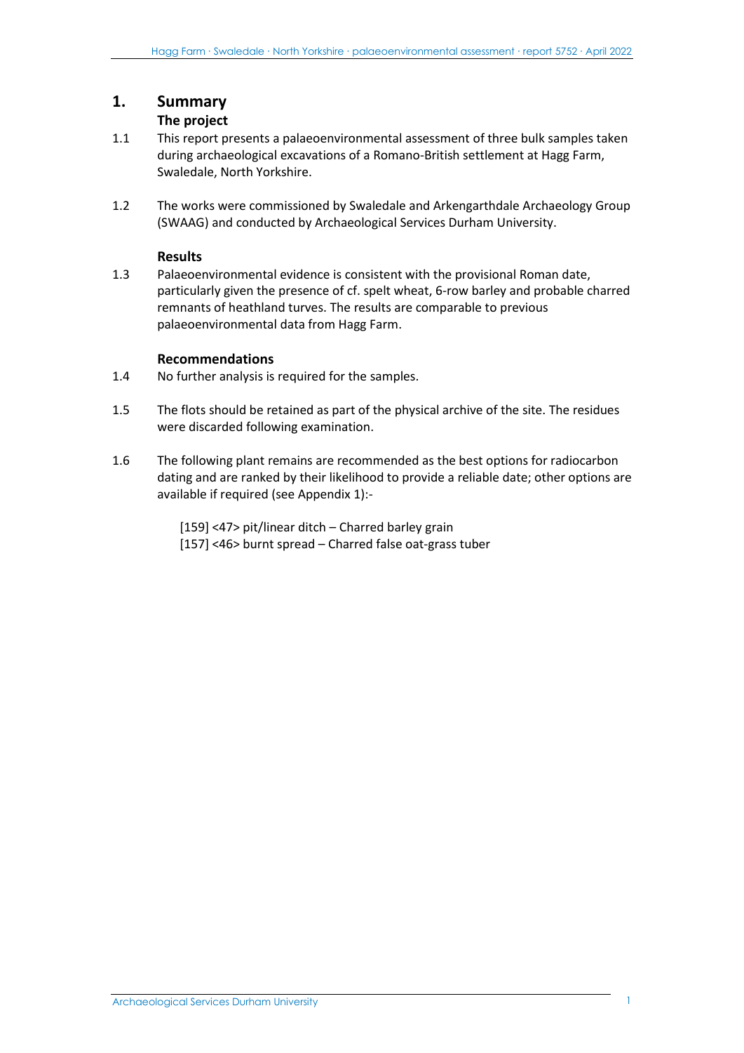# 1. Summary

## The project

1.1 This report presents a palaeoenvironmental assessment of three bulk samples taken during archaeological excavations of a Romano-British settlement at Hagg Farm, Swaledale, North Yorkshire.

1.2 The works were commissioned by Swaledale and Arkengarthdale Archaeology Group (SWAAG) and conducted by Archaeological Services Durham University.

## Results

1.3 Palaeoenvironmental evidence is consistent with the provisional Roman date, particularly given the presence of cf. spelt wheat, 6-row barley and probable charred remnants of heathland turves. The results are comparable to previous palaeoenvironmental data from Hagg Farm.

## Recommendations

1.4 No further analysis is required for the samples.

1.5 The flots should be retained as part of the physical archive of the site. The residues were discarded following examination.

1.6 The following plant remains are recommended as the best options for radiocarbon dating and are ranked by their likelihood to provide a reliable date; other options are available if required (see Appendix 1):-

[159] <47> pit/linear ditch – Charred barley grain
[157] <46> burnt spread – Charred false oat-grass tuber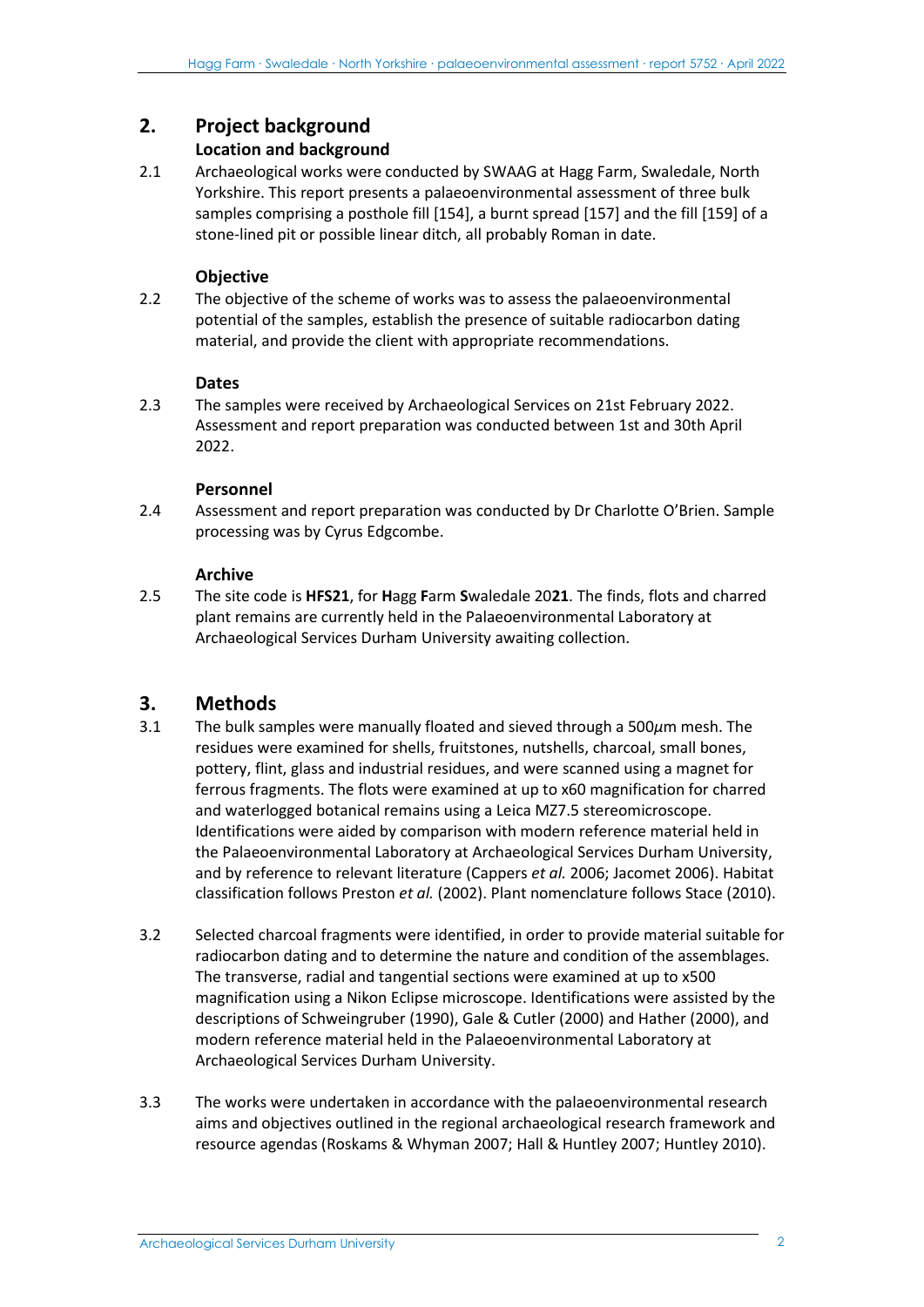## 2. Project background

### Location and background

2.1 Archaeological works were conducted by SWAAG at Hagg Farm, Swaledale, North Yorkshire. This report presents a palaeoenvironmental assessment of three bulk samples comprising a posthole fill [154], a burnt spread [157] and the fill [159] of a stone-lined pit or possible linear ditch, all probably Roman in date.

### Objective

2.2 The objective of the scheme of works was to assess the palaeoenvironmental potential of the samples, establish the presence of suitable radiocarbon dating material, and provide the client with appropriate recommendations.

### Dates

2.3 The samples were received by Archaeological Services on 21st February 2022. Assessment and report preparation was conducted between 1st and 30th April 2022.

### Personnel

2.4 Assessment and report preparation was conducted by Dr Charlotte O'Brien. Sample processing was by Cyrus Edgcombe.

### Archive

2.5 The site code is **HFS21**, for **H**agg **F**arm **S**waledale 20**21**. The finds, flots and charred plant remains are currently held in the Palaeoenvironmental Laboratory at Archaeological Services Durham University awaiting collection.

## 3. Methods

3.1 The bulk samples were manually floated and sieved through a 500$\mu$m mesh. The residues were examined for shells, fruitstones, nutshells, charcoal, small bones, pottery, flint, glass and industrial residues, and were scanned using a magnet for ferrous fragments. The flots were examined at up to x60 magnification for charred and waterlogged botanical remains using a Leica MZ7.5 stereomicroscope. Identifications were aided by comparison with modern reference material held in the Palaeoenvironmental Laboratory at Archaeological Services Durham University, and by reference to relevant literature (Cappers *et al.* 2006; Jacomet 2006). Habitat classification follows Preston *et al.* (2002). Plant nomenclature follows Stace (2010).

3.2 Selected charcoal fragments were identified, in order to provide material suitable for radiocarbon dating and to determine the nature and condition of the assemblages. The transverse, radial and tangential sections were examined at up to x500 magnification using a Nikon Eclipse microscope. Identifications were assisted by the descriptions of Schweingruber (1990), Gale & Cutler (2000) and Hather (2000), and modern reference material held in the Palaeoenvironmental Laboratory at Archaeological Services Durham University.

3.3 The works were undertaken in accordance with the palaeoenvironmental research aims and objectives outlined in the regional archaeological research framework and resource agendas (Roskams & Whyman 2007; Hall & Huntley 2007; Huntley 2010).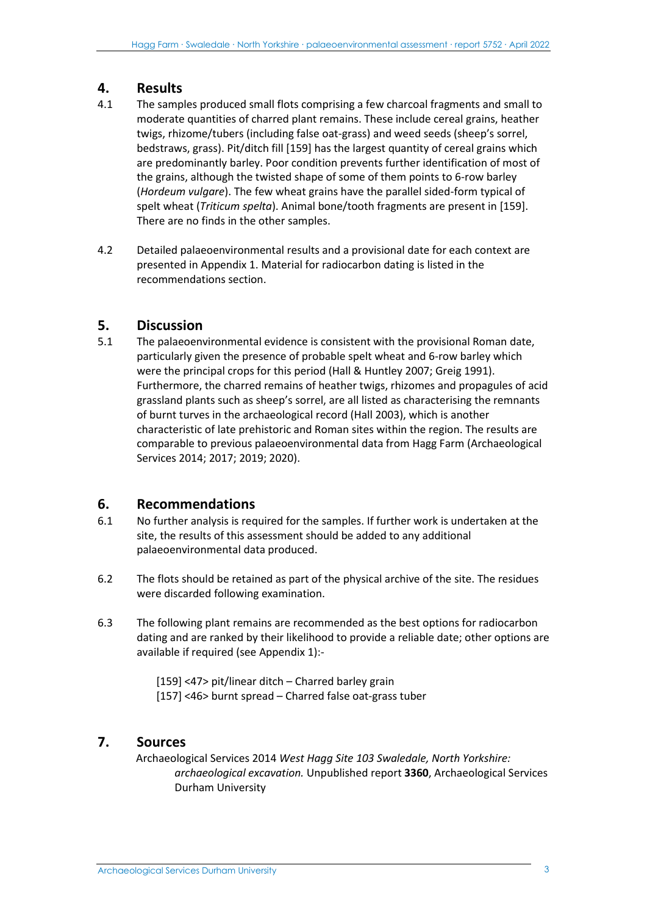## 4. Results

4.1 The samples produced small flots comprising a few charcoal fragments and small to moderate quantities of charred plant remains. These include cereal grains, heather twigs, rhizome/tubers (including false oat-grass) and weed seeds (sheep's sorrel, bedstraws, grass). Pit/ditch fill [159] has the largest quantity of cereal grains which are predominantly barley. Poor condition prevents further identification of most of the grains, although the twisted shape of some of them points to 6-row barley (*Hordeum vulgare*). The few wheat grains have the parallel sided-form typical of spelt wheat (*Triticum spelta*). Animal bone/tooth fragments are present in [159]. There are no finds in the other samples.

4.2 Detailed palaeoenvironmental results and a provisional date for each context are presented in Appendix 1. Material for radiocarbon dating is listed in the recommendations section.

## 5. Discussion

5.1 The palaeoenvironmental evidence is consistent with the provisional Roman date, particularly given the presence of probable spelt wheat and 6-row barley which were the principal crops for this period (Hall & Huntley 2007; Greig 1991). Furthermore, the charred remains of heather twigs, rhizomes and propagules of acid grassland plants such as sheep's sorrel, are all listed as characterising the remnants of burnt turves in the archaeological record (Hall 2003), which is another characteristic of late prehistoric and Roman sites within the region. The results are comparable to previous palaeoenvironmental data from Hagg Farm (Archaeological Services 2014; 2017; 2019; 2020).

## 6. Recommendations

6.1 No further analysis is required for the samples. If further work is undertaken at the site, the results of this assessment should be added to any additional palaeoenvironmental data produced.

6.2 The flots should be retained as part of the physical archive of the site. The residues were discarded following examination.

6.3 The following plant remains are recommended as the best options for radiocarbon dating and are ranked by their likelihood to provide a reliable date; other options are available if required (see Appendix 1):-

[159] <47> pit/linear ditch – Charred barley grain
[157] <46> burnt spread – Charred false oat-grass tuber

## 7. Sources

Archaeological Services 2014 *West Hagg Site 103 Swaledale, North Yorkshire: archaeological excavation.* Unpublished report **3360**, Archaeological Services Durham University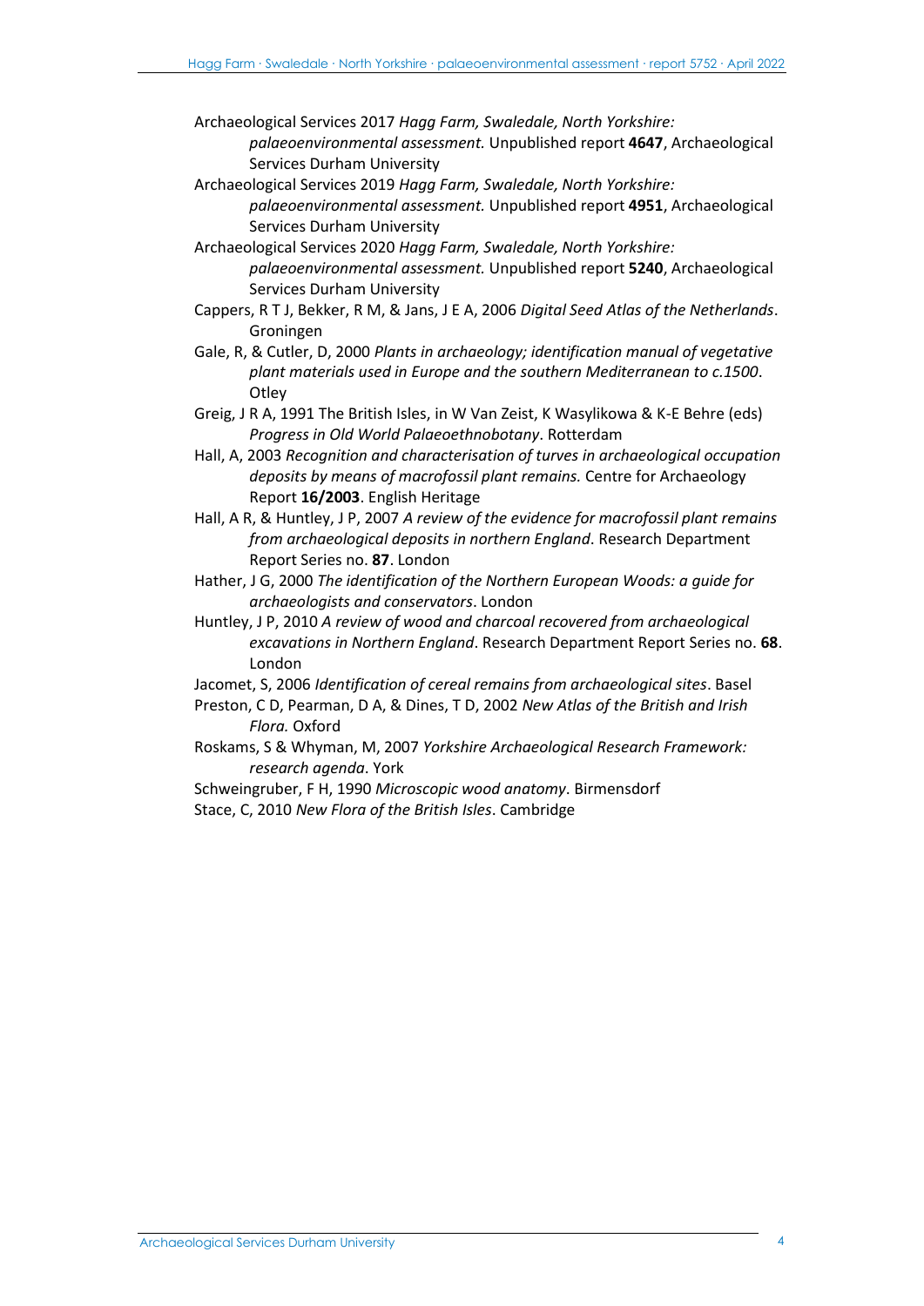Archaeological Services 2017 *Hagg Farm, Swaledale, North Yorkshire: palaeoenvironmental assessment.* Unpublished report **4647**, Archaeological Services Durham University

Archaeological Services 2019 *Hagg Farm, Swaledale, North Yorkshire: palaeoenvironmental assessment.* Unpublished report **4951**, Archaeological Services Durham University

Archaeological Services 2020 *Hagg Farm, Swaledale, North Yorkshire: palaeoenvironmental assessment.* Unpublished report **5240**, Archaeological Services Durham University

Cappers, R T J, Bekker, R M, & Jans, J E A, 2006 *Digital Seed Atlas of the Netherlands*. Groningen

Gale, R, & Cutler, D, 2000 *Plants in archaeology; identification manual of vegetative plant materials used in Europe and the southern Mediterranean to c.1500*. Otley

Greig, J R A, 1991 The British Isles, in W Van Zeist, K Wasylikowa & K-E Behre (eds) *Progress in Old World Palaeoethnobotany*. Rotterdam

Hall, A, 2003 *Recognition and characterisation of turves in archaeological occupation deposits by means of macrofossil plant remains.* Centre for Archaeology Report **16/2003**. English Heritage

Hall, A R, & Huntley, J P, 2007 *A review of the evidence for macrofossil plant remains from archaeological deposits in northern England*. Research Department Report Series no. **87**. London

Hather, J G, 2000 *The identification of the Northern European Woods: a guide for archaeologists and conservators*. London

Huntley, J P, 2010 *A review of wood and charcoal recovered from archaeological excavations in Northern England*. Research Department Report Series no. **68**. London

Jacomet, S, 2006 *Identification of cereal remains from archaeological sites*. Basel

Preston, C D, Pearman, D A, & Dines, T D, 2002 *New Atlas of the British and Irish Flora.* Oxford

Roskams, S & Whyman, M, 2007 *Yorkshire Archaeological Research Framework: research agenda*. York

Schweingruber, F H, 1990 *Microscopic wood anatomy*. Birmensdorf

Stace, C, 2010 *New Flora of the British Isles*. Cambridge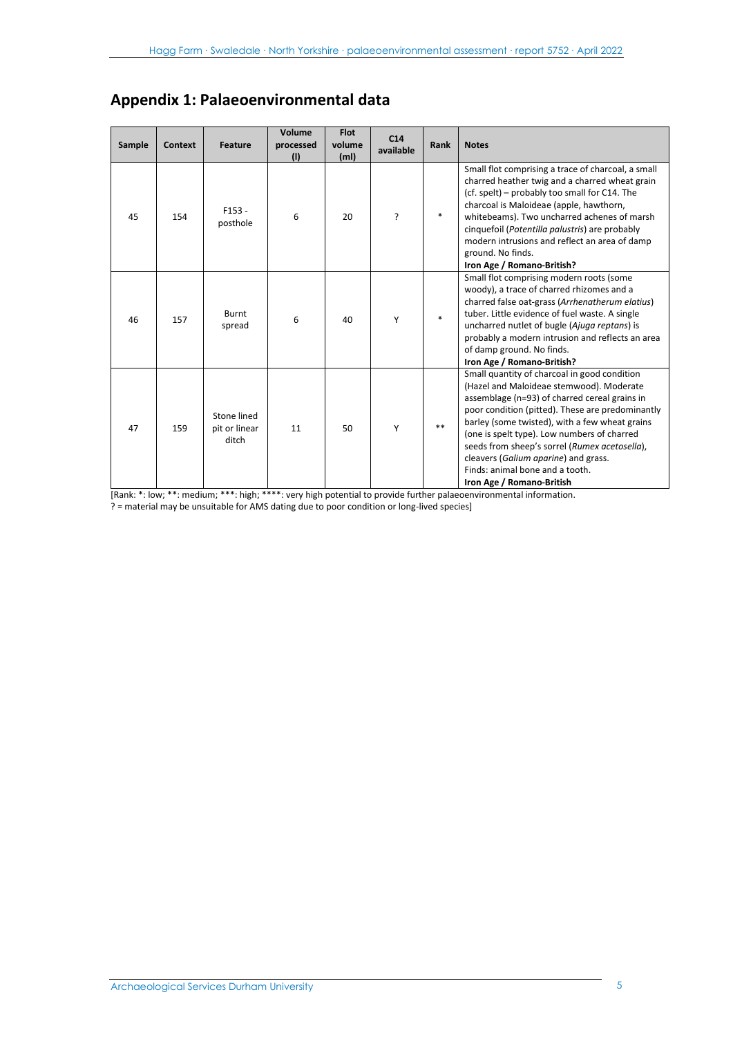## Appendix 1: Palaeoenvironmental data

| Sample | Context | Feature | Volume processed (l) | Flot volume (ml) | C14 available | Rank | Notes |
|---|---|---|---|---|---|---|---|
| 45 | 154 | F153 - posthole | 6 | 20 | ? | * | Small flot comprising a trace of charcoal, a small charred heather twig and a charred wheat grain (cf. spelt) – probably too small for C14. The charcoal is Maloideae (apple, hawthorn, whitebeams). Two uncharred achenes of marsh cinquefoil (*Potentilla palustris*) are probably modern intrusions and reflect an area of damp ground. No finds. **Iron Age / Romano-British?** |
| 46 | 157 | Burnt spread | 6 | 40 | Y | * | Small flot comprising modern roots (some woody), a trace of charred rhizomes and a charred false oat-grass (*Arrhenatherum elatius*) tuber. Little evidence of fuel waste. A single uncharred nutlet of bugle (*Ajuga reptans*) is probably a modern intrusion and reflects an area of damp ground. No finds. **Iron Age / Romano-British?** |
| 47 | 159 | Stone lined pit or linear ditch | 11 | 50 | Y | ** | Small quantity of charcoal in good condition (Hazel and Maloideae stemwood). Moderate assemblage (n=93) of charred cereal grains in poor condition (pitted). These are predominantly barley (some twisted), with a few wheat grains (one is spelt type). Low numbers of charred seeds from sheep's sorrel (*Rumex acetosella*), cleavers (*Galium aparine*) and grass. Finds: animal bone and a tooth. **Iron Age / Romano-British** |

[Rank: *: low; **: medium; ***: high; ****: very high potential to provide further palaeoenvironmental information.
? = material may be unsuitable for AMS dating due to poor condition or long-lived species]